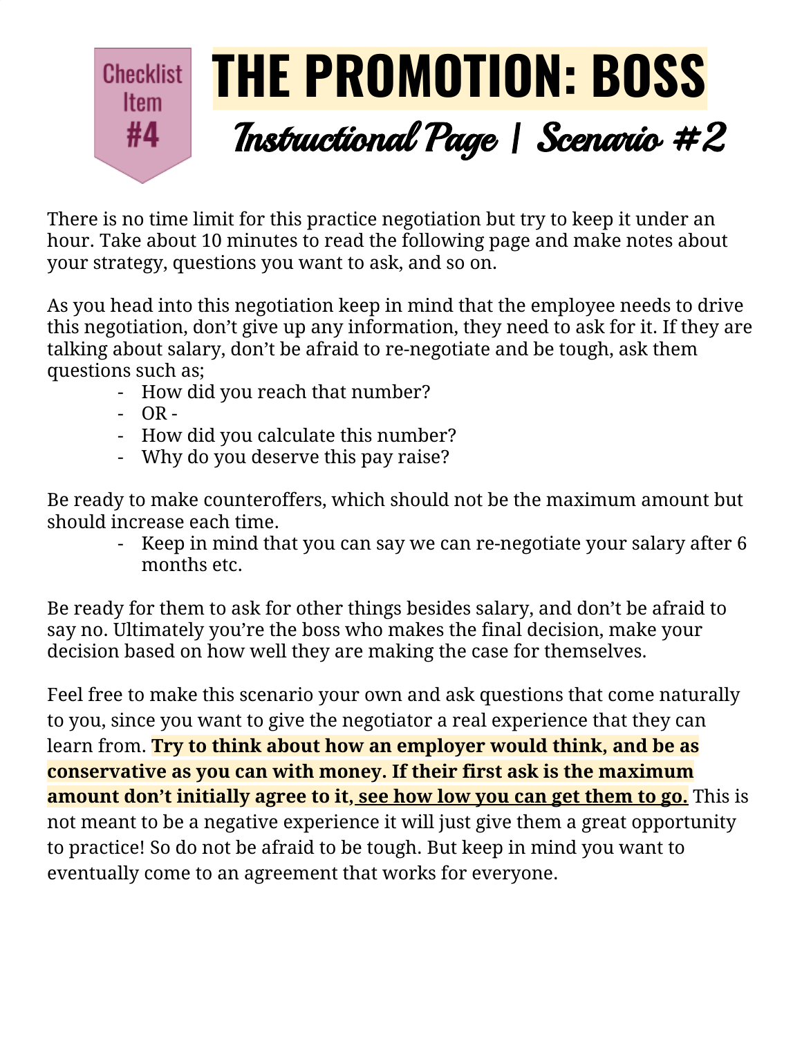Checklist Item #4

# THE PROMOTION: BOSS

## *Instructional Page | Scenario #2*

There is no time limit for this practice negotiation but try to keep it under an hour. Take about 10 minutes to read the following page and make notes about your strategy, questions you want to ask, and so on.

As you head into this negotiation keep in mind that the employee needs to drive this negotiation, don't give up any information, they need to ask for it. If they are talking about salary, don't be afraid to re-negotiate and be tough, ask them questions such as;

- How did you reach that number?
- OR -
- How did you calculate this number?
- Why do you deserve this pay raise?

Be ready to make counteroffers, which should not be the maximum amount but should increase each time.

- Keep in mind that you can say we can re-negotiate your salary after 6 months etc.

Be ready for them to ask for other things besides salary, and don't be afraid to say no. Ultimately you're the boss who makes the final decision, make your decision based on how well they are making the case for themselves.

Feel free to make this scenario your own and ask questions that come naturally to you, since you want to give the negotiator a real experience that they can learn from. **Try to think about how an employer would think, and be as conservative as you can with money. If their first ask is the maximum amount don't initially agree to it, <u>see how low you can get them to go.</u>** This is not meant to be a negative experience it will just give them a great opportunity to practice! So do not be afraid to be tough. But keep in mind you want to eventually come to an agreement that works for everyone.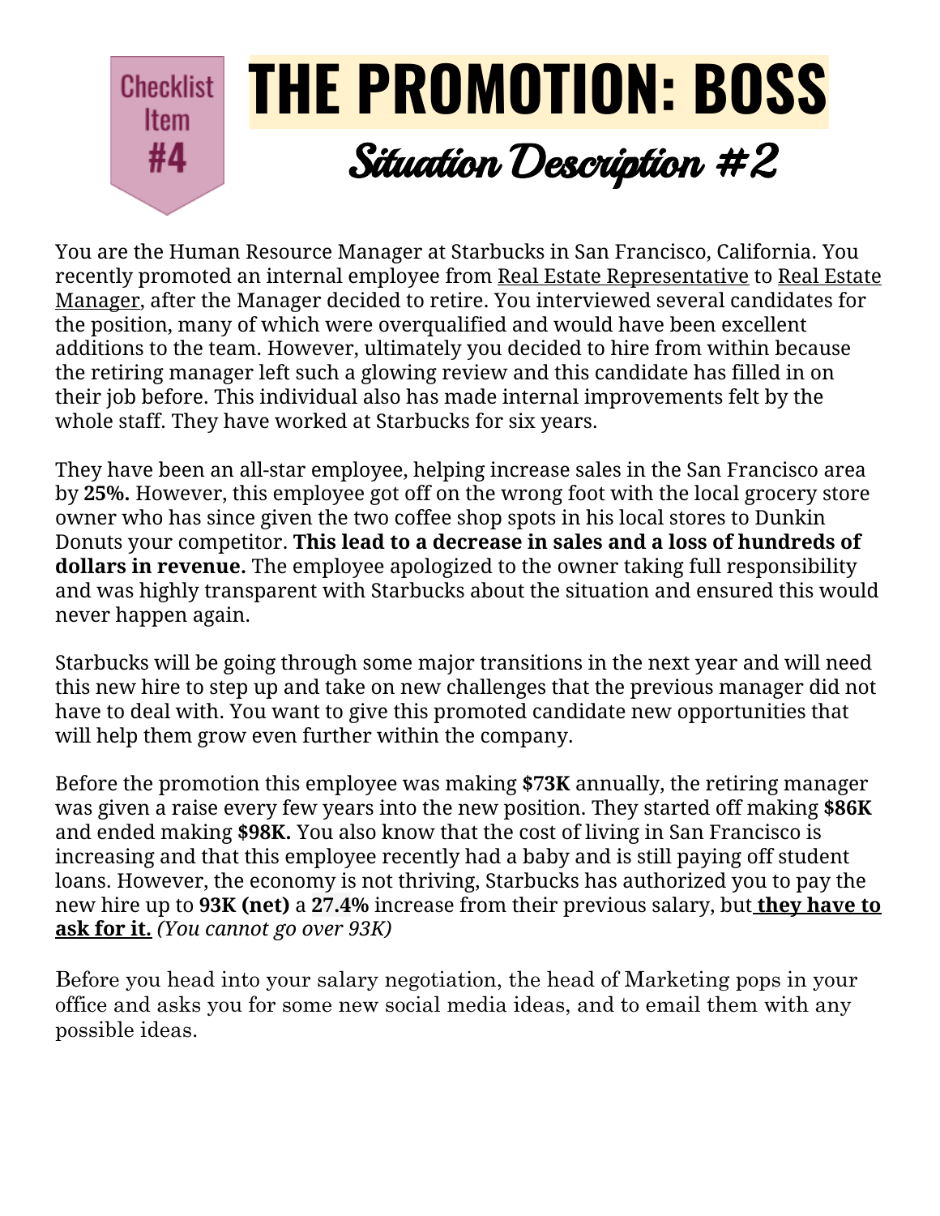Checklist Item #4

# THE PROMOTION: BOSS

## Situation Description #2

You are the Human Resource Manager at Starbucks in San Francisco, California. You recently promoted an internal employee from Real Estate Representative to Real Estate Manager, after the Manager decided to retire. You interviewed several candidates for the position, many of which were overqualified and would have been excellent additions to the team. However, ultimately you decided to hire from within because the retiring manager left such a glowing review and this candidate has filled in on their job before. This individual also has made internal improvements felt by the whole staff. They have worked at Starbucks for six years.

They have been an all-star employee, helping increase sales in the San Francisco area by **25%.** However, this employee got off on the wrong foot with the local grocery store owner who has since given the two coffee shop spots in his local stores to Dunkin Donuts your competitor. **This lead to a decrease in sales and a loss of hundreds of dollars in revenue.** The employee apologized to the owner taking full responsibility and was highly transparent with Starbucks about the situation and ensured this would never happen again.

Starbucks will be going through some major transitions in the next year and will need this new hire to step up and take on new challenges that the previous manager did not have to deal with. You want to give this promoted candidate new opportunities that will help them grow even further within the company.

Before the promotion this employee was making **$73K** annually, the retiring manager was given a raise every few years into the new position. They started off making **$86K** and ended making **$98K.** You also know that the cost of living in San Francisco is increasing and that this employee recently had a baby and is still paying off student loans. However, the economy is not thriving, Starbucks has authorized you to pay the new hire up to **93K (net)** a **27.4%** increase from their previous salary, but **they have to ask for it.** *(You cannot go over 93K)*

Before you head into your salary negotiation, the head of Marketing pops in your office and asks you for some new social media ideas, and to email them with any possible ideas.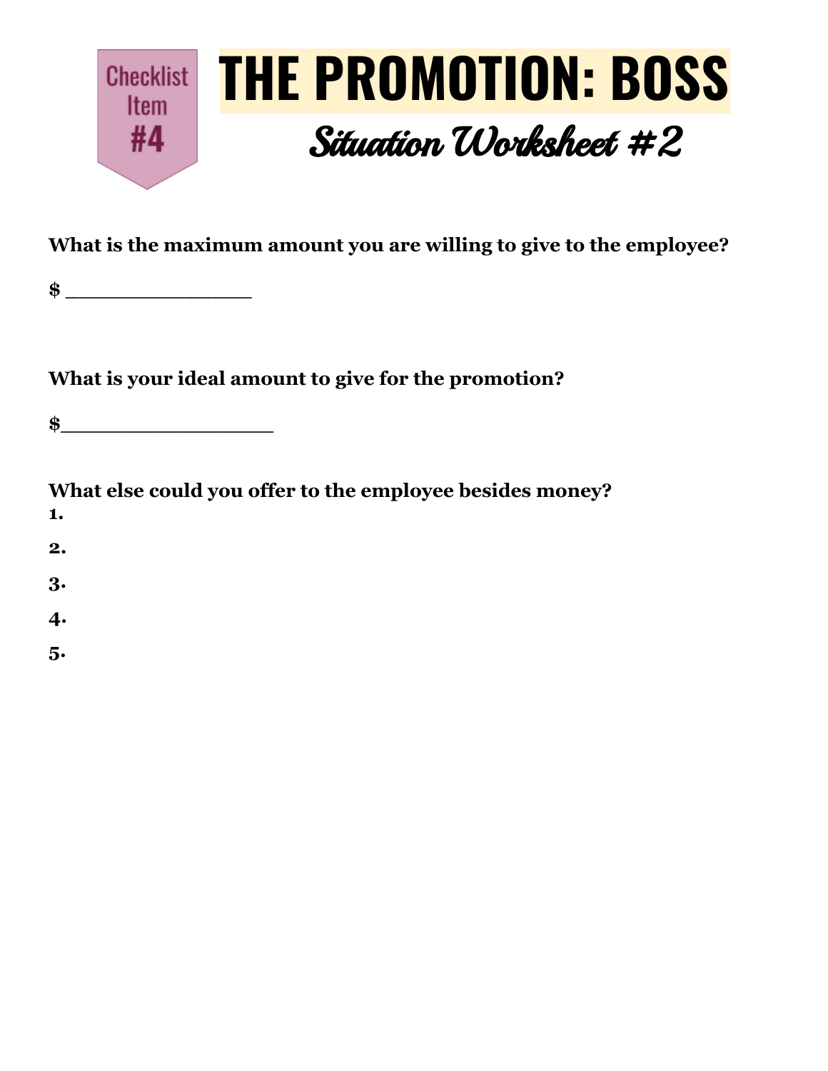Checklist Item #4

# THE PROMOTION: BOSS

## Situation Worksheet #2

**What is the maximum amount you are willing to give to the employee?**

**$ ________________**

**What is your ideal amount to give for the promotion?**

**$__________________**

**What else could you offer to the employee besides money?**

**1.**

**2.**

**3.**

**4.**

**5.**